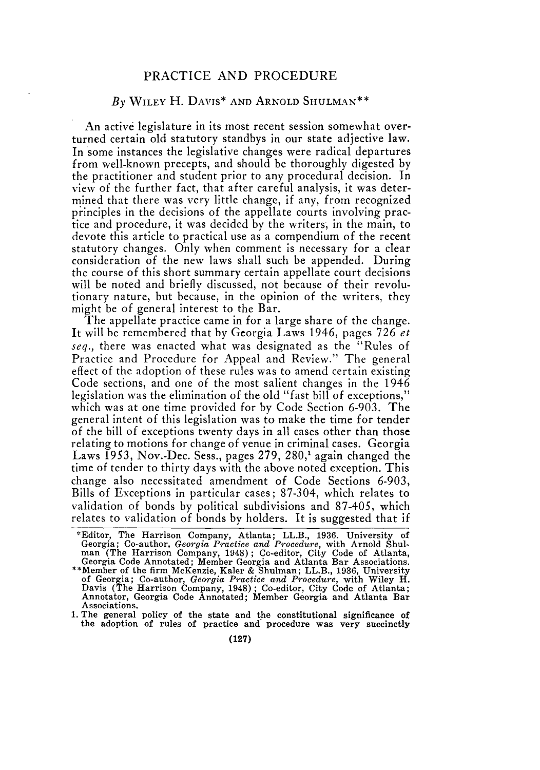# PRACTICE AND PROCEDURE

*By* WILEY H. DAVIS* AND ARNOLD SHULMAN**

An active legislature in its most recent session somewhat overturned certain old statutory standbys in our state adjective law. In some instances the legislative changes were radical departures from well-known precepts, and should be thoroughly digested by the practitioner and student prior to any procedural decision. In view of the further fact, that after careful analysis, it was determined that there was very little change, if any, from recognized principles in the decisions of the appellate courts involving practice and procedure, it was decided by the writers, in the main, to devote this article to practical use as a compendium of the recent statutory changes. Only when comment is necessary for a clear consideration of the new laws shall such be appended. During the course of this short summary certain appellate court decisions will be noted and briefly discussed, not because of their revolutionary nature, but because, in the opinion of the writers, they might be of general interest to the Bar.

The appellate practice came in for a large share of the change. It will be remembered that by Georgia Laws 1946, pages 726 *et seq.*, there was enacted what was designated as the "Rules of Practice and Procedure for Appeal and Review." The general effect of the adoption of these rules was to amend certain existing Code sections, and one of the most salient changes in the 1946 legislation was the elimination of the old "fast bill of exceptions," which was at one time provided for by Code Section 6-903. The general intent of this legislation was to make the time for tender of the bill of exceptions twenty days in all cases other than those relating to motions for change of venue in criminal cases. Georgia Laws 1953, Nov.-Dec. Sess., pages 279, 280,[1] again changed the time of tender to thirty days with the above noted exception. This change also necessitated amendment of Code Sections 6-903, Bills of Exceptions in particular cases; 87-304, which relates to validation of bonds by political subdivisions and 87-405, which relates to validation of bonds by holders. It is suggested that if

*Editor, The Harrison Company, Atlanta; LL.B., 1936. University of Georgia; Co-author, *Georgia Practice and Procedure*, with Arnold Shulman (The Harrison Company, 1948); Co-editor, City Code of Atlanta, Georgia Code Annotated; Member Georgia and Atlanta Bar Associations.

**Member of the firm McKenzie, Kaler & Shulman; LL.B., 1936, University of Georgia; Co-author, *Georgia Practice and Procedure*, with Wiley H. Davis (The Harrison Company, 1948); Co-editor, City Code of Atlanta; Annotator, Georgia Code Annotated; Member Georgia and Atlanta Bar Associations.

1. The general policy of the state and the constitutional significance of the adoption of rules of practice and procedure was very succinctly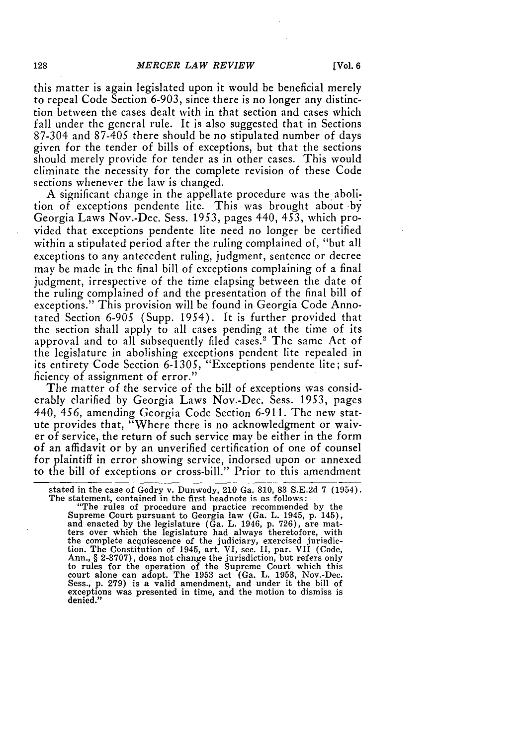this matter is again legislated upon it would be beneficial merely to repeal Code Section 6-903, since there is no longer any distinction between the cases dealt with in that section and cases which fall under the general rule. It is also suggested that in Sections 87-304 and 87-405 there should be no stipulated number of days given for the tender of bills of exceptions, but that the sections should merely provide for tender as in other cases. This would eliminate the necessity for the complete revision of these Code sections whenever the law is changed.

A significant change in the appellate procedure was the abolition of exceptions pendente lite. This was brought about by Georgia Laws Nov.-Dec. Sess. 1953, pages 440, 453, which provided that exceptions pendente lite need no longer be certified within a stipulated period after the ruling complained of, "but all exceptions to any antecedent ruling, judgment, sentence or decree may be made in the final bill of exceptions complaining of a final judgment, irrespective of the time elapsing between the date of the ruling complained of and the presentation of the final bill of exceptions." This provision will be found in Georgia Code Annotated Section 6-905 (Supp. 1954). It is further provided that the section shall apply to all cases pending at the time of its approval and to all subsequently filed cases.[2] The same Act of the legislature in abolishing exceptions pendent lite repealed in its entirety Code Section 6-1305, "Exceptions pendente lite; sufficiency of assignment of error."

The matter of the service of the bill of exceptions was considerably clarified by Georgia Laws Nov.-Dec. Sess. 1953, pages 440, 456, amending Georgia Code Section 6-911. The new statute provides that, "Where there is no acknowledgment or waiver of service, the return of such service may be either in the form of an affidavit or by an unverified certification of one of counsel for plaintiff in error showing service, indorsed upon or annexed to the bill of exceptions or cross-bill." Prior to this amendment

---

stated in the case of Godry v. Dunwody, 210 Ga. 810, 83 S.E.2d 7 (1954). The statement, contained in the first headnote is as follows:

"The rules of procedure and practice recommended by the Supreme Court pursuant to Georgia law (Ga. L. 1945, p. 145), and enacted by the legislature (Ga. L. 1946, p. 726), are matters over which the legislature had always theretofore, with the complete acquiescence of the judiciary, exercised jurisdiction. The Constitution of 1945, art. VI, sec. II, par. VII (Code, Ann., § 2-3707), does not change the jurisdiction, but refers only to rules for the operation of the Supreme Court which this court alone can adopt. The 1953 act (Ga. L. 1953, Nov.-Dec. Sess., p. 279) is a valid amendment, and under it the bill of exceptions was presented in time, and the motion to dismiss is denied."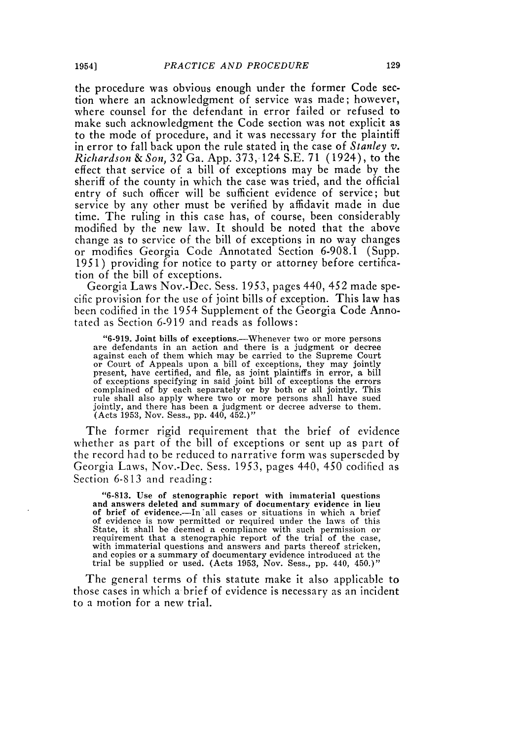the procedure was obvious enough under the former Code section where an acknowledgment of service was made; however, where counsel for the defendant in error failed or refused to make such acknowledgment the Code section was not explicit as to the mode of procedure, and it was necessary for the plaintiff in error to fall back upon the rule stated in the case of *Stanley v. Richardson & Son*, 32 Ga. App. 373, 124 S.E. 71 (1924), to the effect that service of a bill of exceptions may be made by the sheriff of the county in which the case was tried, and the official entry of such officer will be sufficient evidence of service; but service by any other must be verified by affidavit made in due time. The ruling in this case has, of course, been considerably modified by the new law. It should be noted that the above change as to service of the bill of exceptions in no way changes or modifies Georgia Code Annotated Section 6-908.1 (Supp. 1951) providing for notice to party or attorney before certification of the bill of exceptions.

Georgia Laws Nov.-Dec. Sess. 1953, pages 440, 452 made specific provision for the use of joint bills of exception. This law has been codified in the 1954 Supplement of the Georgia Code Annotated as Section 6-919 and reads as follows:

> "6-919. **Joint bills of exceptions.**—Whenever two or more persons are defendants in an action and there is a judgment or decree against each of them which may be carried to the Supreme Court or Court of Appeals upon a bill of exceptions, they may jointly present, have certified, and file, as joint plaintiffs in error, a bill of exceptions specifying in said joint bill of exceptions the errors complained of by each separately or by both or all jointly. This rule shall also apply where two or more persons shall have sued jointly, and there has been a judgment or decree adverse to them. (Acts 1953, Nov. Sess., pp. 440, 452.)"

The former rigid requirement that the brief of evidence whether as part of the bill of exceptions or sent up as part of the record had to be reduced to narrative form was superseded by Georgia Laws, Nov.-Dec. Sess. 1953, pages 440, 450 codified as Section 6-813 and reading:

> "6-813. **Use of stenographic report with immaterial questions and answers deleted and summary of documentary evidence in lieu of brief of evidence.**—In all cases or situations in which a brief of evidence is now permitted or required under the laws of this State, it shall be deemed a compliance with such permission or requirement that a stenographic report of the trial of the case, with immaterial questions and answers and parts thereof stricken, and copies or a summary of documentary evidence introduced at the trial be supplied or used. (Acts 1953, Nov. Sess., pp. 440, 450.)"

The general terms of this statute make it also applicable to those cases in which a brief of evidence is necessary as an incident to a motion for a new trial.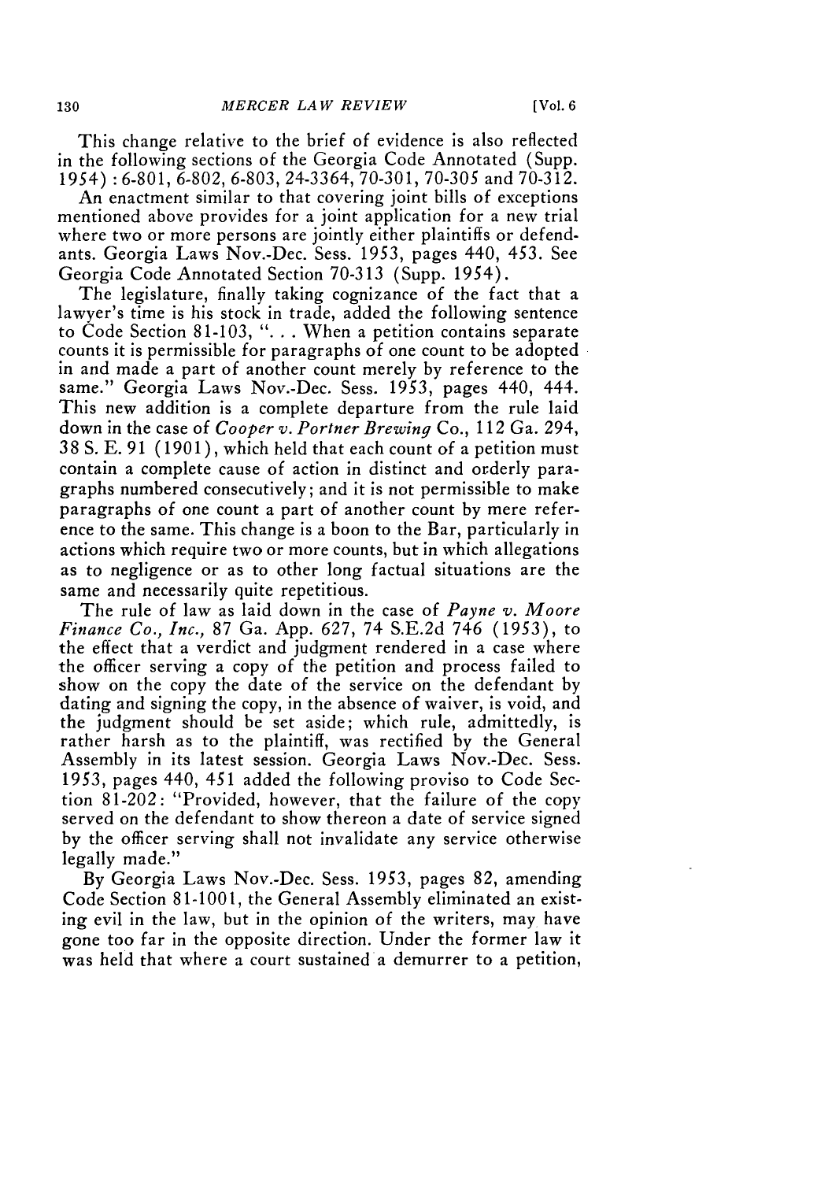This change relative to the brief of evidence is also reflected in the following sections of the Georgia Code Annotated (Supp. 1954): 6-801, 6-802, 6-803, 24-3364, 70-301, 70-305 and 70-312.

An enactment similar to that covering joint bills of exceptions mentioned above provides for a joint application for a new trial where two or more persons are jointly either plaintiffs or defendants. Georgia Laws Nov.-Dec. Sess. 1953, pages 440, 453. See Georgia Code Annotated Section 70-313 (Supp. 1954).

The legislature, finally taking cognizance of the fact that a lawyer's time is his stock in trade, added the following sentence to Code Section 81-103, ". . . When a petition contains separate counts it is permissible for paragraphs of one count to be adopted in and made a part of another count merely by reference to the same." Georgia Laws Nov.-Dec. Sess. 1953, pages 440, 444. This new addition is a complete departure from the rule laid down in the case of *Cooper v. Portner Brewing* Co., 112 Ga. 294, 38 S. E. 91 (1901), which held that each count of a petition must contain a complete cause of action in distinct and orderly paragraphs numbered consecutively; and it is not permissible to make paragraphs of one count a part of another count by mere reference to the same. This change is a boon to the Bar, particularly in actions which require two or more counts, but in which allegations as to negligence or as to other long factual situations are the same and necessarily quite repetitious.

The rule of law as laid down in the case of *Payne v. Moore Finance Co., Inc.,* 87 Ga. App. 627, 74 S.E.2d 746 (1953), to the effect that a verdict and judgment rendered in a case where the officer serving a copy of the petition and process failed to show on the copy the date of the service on the defendant by dating and signing the copy, in the absence of waiver, is void, and the judgment should be set aside; which rule, admittedly, is rather harsh as to the plaintiff, was rectified by the General Assembly in its latest session. Georgia Laws Nov.-Dec. Sess. 1953, pages 440, 451 added the following proviso to Code Section 81-202: "Provided, however, that the failure of the copy served on the defendant to show thereon a date of service signed by the officer serving shall not invalidate any service otherwise legally made."

By Georgia Laws Nov.-Dec. Sess. 1953, pages 82, amending Code Section 81-1001, the General Assembly eliminated an existing evil in the law, but in the opinion of the writers, may have gone too far in the opposite direction. Under the former law it was held that where a court sustained a demurrer to a petition,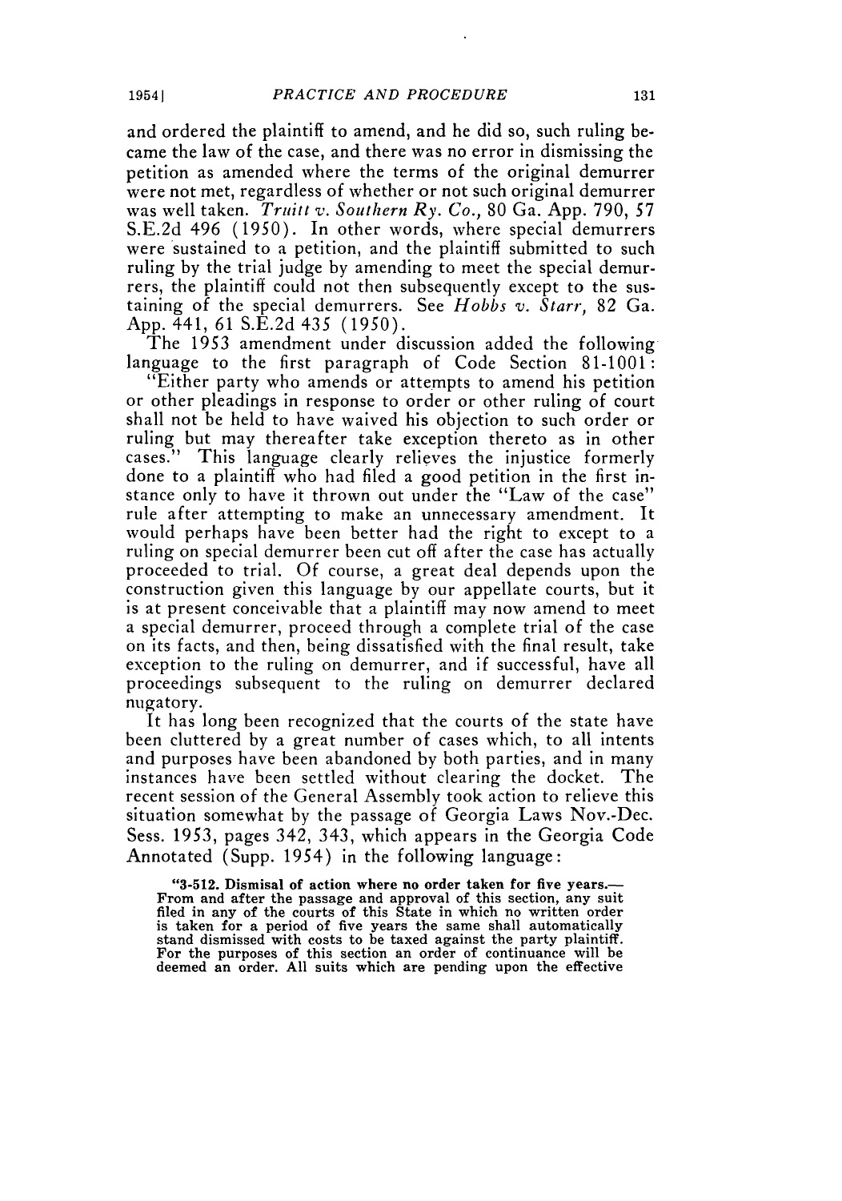and ordered the plaintiff to amend, and he did so, such ruling became the law of the case, and there was no error in dismissing the petition as amended where the terms of the original demurrer were not met, regardless of whether or not such original demurrer was well taken. *Truitt v. Southern Ry. Co.,* 80 Ga. App. 790, 57 S.E.2d 496 (1950). In other words, where special demurrers were sustained to a petition, and the plaintiff submitted to such ruling by the trial judge by amending to meet the special demurrers, the plaintiff could not then subsequently except to the sustaining of the special demurrers. See *Hobbs v. Starr,* 82 Ga. App. 441, 61 S.E.2d 435 (1950).

The 1953 amendment under discussion added the following language to the first paragraph of Code Section 81-1001:

"Either party who amends or attempts to amend his petition or other pleadings in response to order or other ruling of court shall not be held to have waived his objection to such order or ruling but may thereafter take exception thereto as in other cases." This language clearly relieves the injustice formerly done to a plaintiff who had filed a good petition in the first instance only to have it thrown out under the "Law of the case" rule after attempting to make an unnecessary amendment. It would perhaps have been better had the right to except to a ruling on special demurrer been cut off after the case has actually proceeded to trial. Of course, a great deal depends upon the construction given this language by our appellate courts, but it is at present conceivable that a plaintiff may now amend to meet a special demurrer, proceed through a complete trial of the case on its facts, and then, being dissatisfied with the final result, take exception to the ruling on demurrer, and if successful, have all proceedings subsequent to the ruling on demurrer declared nugatory.

It has long been recognized that the courts of the state have been cluttered by a great number of cases which, to all intents and purposes have been abandoned by both parties, and in many instances have been settled without clearing the docket. The recent session of the General Assembly took action to relieve this situation somewhat by the passage of Georgia Laws Nov.-Dec. Sess. 1953, pages 342, 343, which appears in the Georgia Code Annotated (Supp. 1954) in the following language:

> "**3-512. Dismisal of action where no order taken for five years.**— From and after the passage and approval of this section, any suit filed in any of the courts of this State in which no written order is taken for a period of five years the same shall automatically stand dismissed with costs to be taxed against the party plaintiff. For the purposes of this section an order of continuance will be deemed an order. All suits which are pending upon the effective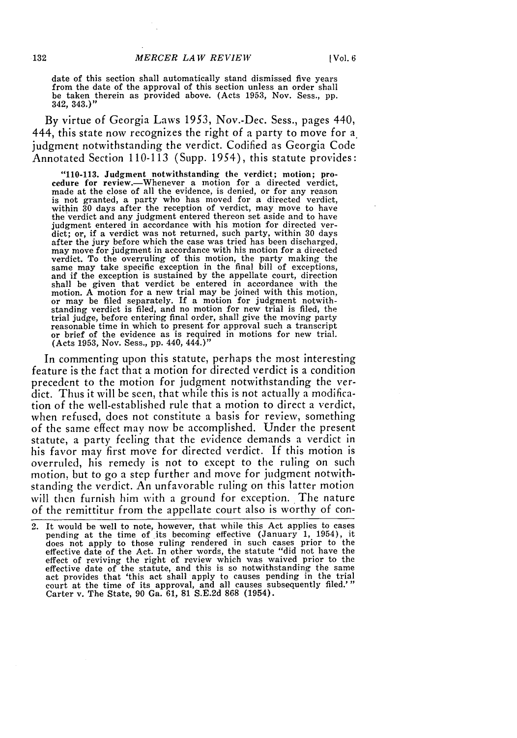date of this section shall automatically stand dismissed five years from the date of the approval of this section unless an order shall be taken therein as provided above. (Acts 1953, Nov. Sess., pp. 342, 343.)"

By virtue of Georgia Laws 1953, Nov.-Dec. Sess., pages 440, 444, this state now recognizes the right of a party to move for a judgment notwithstanding the verdict. Codified as Georgia Code Annotated Section 110-113 (Supp. 1954), this statute provides:

> "110-113. Judgment notwithstanding the verdict; motion; procedure for review.—Whenever a motion for a directed verdict, made at the close of all the evidence, is denied, or for any reason is not granted, a party who has moved for a directed verdict, within 30 days after the reception of verdict, may move to have the verdict and any judgment entered thereon set aside and to have judgment entered in accordance with his motion for directed verdict; or, if a verdict was not returned, such party, within 30 days after the jury before which the case was tried has been discharged, may move for judgment in accordance with his motion for a directed verdict. To the overruling of this motion, the party making the same may take specific exception in the final bill of exceptions, and if the exception is sustained by the appellate court, direction shall be given that verdict be entered in accordance with the motion. A motion for a new trial may be joined with this motion, or may be filed separately. If a motion for judgment notwithstanding verdict is filed, and no motion for new trial is filed, the trial judge, before entering final order, shall give the moving party reasonable time in which to present for approval such a transcript or brief of the evidence as is required in motions for new trial. (Acts 1953, Nov. Sess., pp. 440, 444.)"

In commenting upon this statute, perhaps the most interesting feature is the fact that a motion for directed verdict is a condition precedent to the motion for judgment notwithstanding the verdict. Thus it will be seen, that while this is not actually a modification of the well-established rule that a motion to direct a verdict, when refused, does not constitute a basis for review, something of the same effect may now be accomplished. Under the present statute, a party feeling that the evidence demands a verdict in his favor may first move for directed verdict. If this motion is overruled, his remedy is not to except to the ruling on such motion, but to go a step further and move for judgment notwithstanding the verdict. An unfavorable ruling on this latter motion will then furnish him with a ground for exception. The nature of the remittitur from the appellate court also is worthy of con-

2. It would be well to note, however, that while this Act applies to cases pending at the time of its becoming effective (January 1, 1954), it does not apply to those ruling rendered in such cases prior to the effective date of the Act. In other words, the statute "did not have the effect of reviving the right of review which was waived prior to the effective date of the statute, and this is so notwithstanding the same act provides that 'this act shall apply to causes pending in the trial court at the time of its approval, and all causes subsequently filed.'" Carter v. The State, 90 Ga. 61, 81 S.E.2d 868 (1954).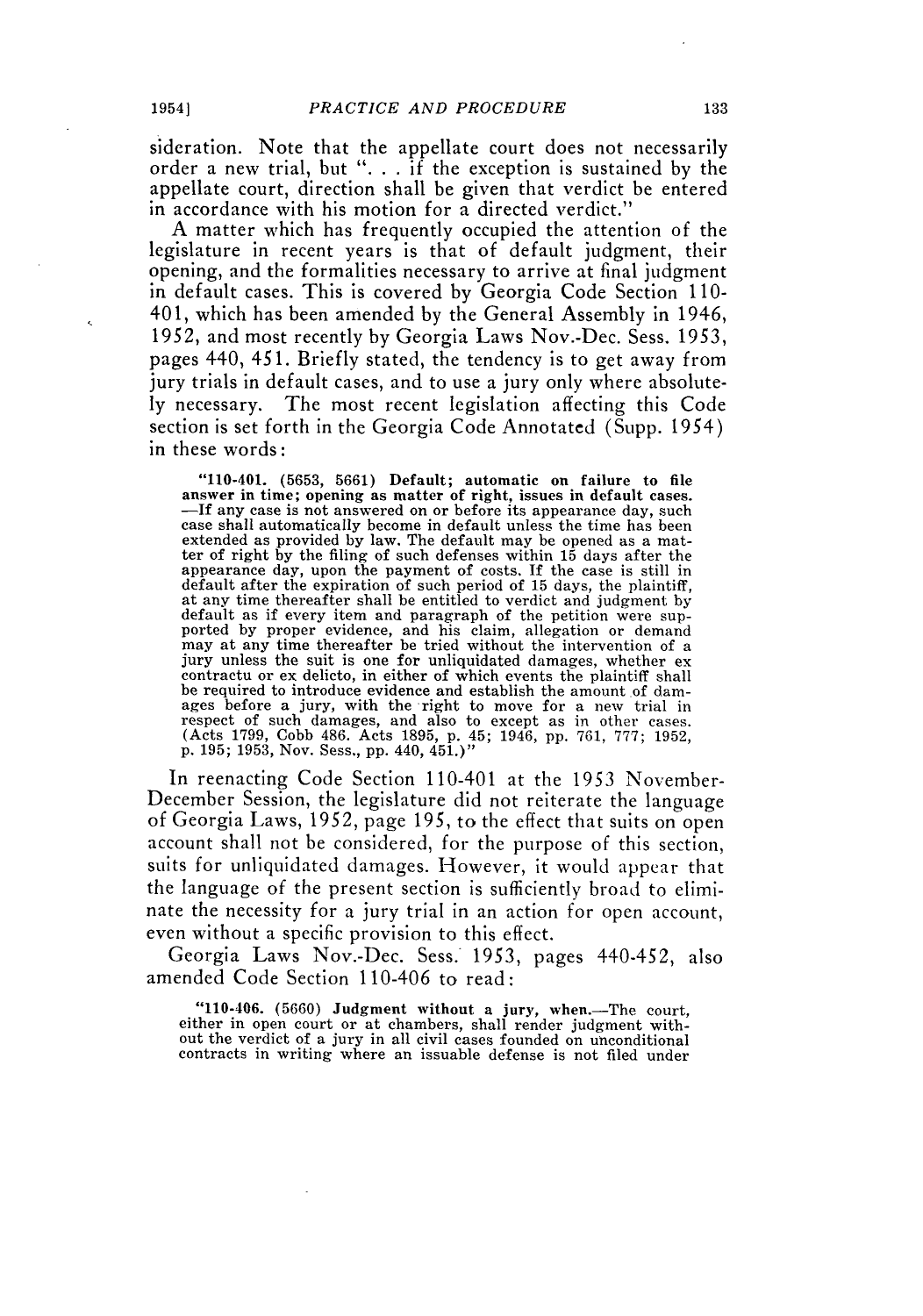sideration. Note that the appellate court does not necessarily order a new trial, but ". . . if the exception is sustained by the appellate court, direction shall be given that verdict be entered in accordance with his motion for a directed verdict."

A matter which has frequently occupied the attention of the legislature in recent years is that of default judgment, their opening, and the formalities necessary to arrive at final judgment in default cases. This is covered by Georgia Code Section 110-401, which has been amended by the General Assembly in 1946, 1952, and most recently by Georgia Laws Nov.-Dec. Sess. 1953, pages 440, 451. Briefly stated, the tendency is to get away from jury trials in default cases, and to use a jury only where absolutely necessary. The most recent legislation affecting this Code section is set forth in the Georgia Code Annotated (Supp. 1954) in these words:

> "110-401. (5653, 5661) **Default; automatic on failure to file answer in time; opening as matter of right, issues in default cases.** —If any case is not answered on or before its appearance day, such case shall automatically become in default unless the time has been extended as provided by law. The default may be opened as a matter of right by the filing of such defenses within 15 days after the appearance day, upon the payment of costs. If the case is still in default after the expiration of such period of 15 days, the plaintiff, at any time thereafter shall be entitled to verdict and judgment by default as if every item and paragraph of the petition were supported by proper evidence, and his claim, allegation or demand may at any time thereafter be tried without the intervention of a jury unless the suit is one for unliquidated damages, whether ex contractu or ex delicto, in either of which events the plaintiff shall be required to introduce evidence and establish the amount of damages before a jury, with the right to move for a new trial in respect of such damages, and also to except as in other cases. (Acts 1799, Cobb 486. Acts 1895, p. 45; 1946, pp. 761, 777; 1952, p. 195; 1953, Nov. Sess., pp. 440, 451.)"

In reenacting Code Section 110-401 at the 1953 November-December Session, the legislature did not reiterate the language of Georgia Laws, 1952, page 195, to the effect that suits on open account shall not be considered, for the purpose of this section, suits for unliquidated damages. However, it would appear that the language of the present section is sufficiently broad to eliminate the necessity for a jury trial in an action for open account, even without a specific provision to this effect.

Georgia Laws Nov.-Dec. Sess. 1953, pages 440-452, also amended Code Section 110-406 to read:

> "110-406. (5660) **Judgment without a jury, when.**—The court, either in open court or at chambers, shall render judgment without the verdict of a jury in all civil cases founded on unconditional contracts in writing where an issuable defense is not filed under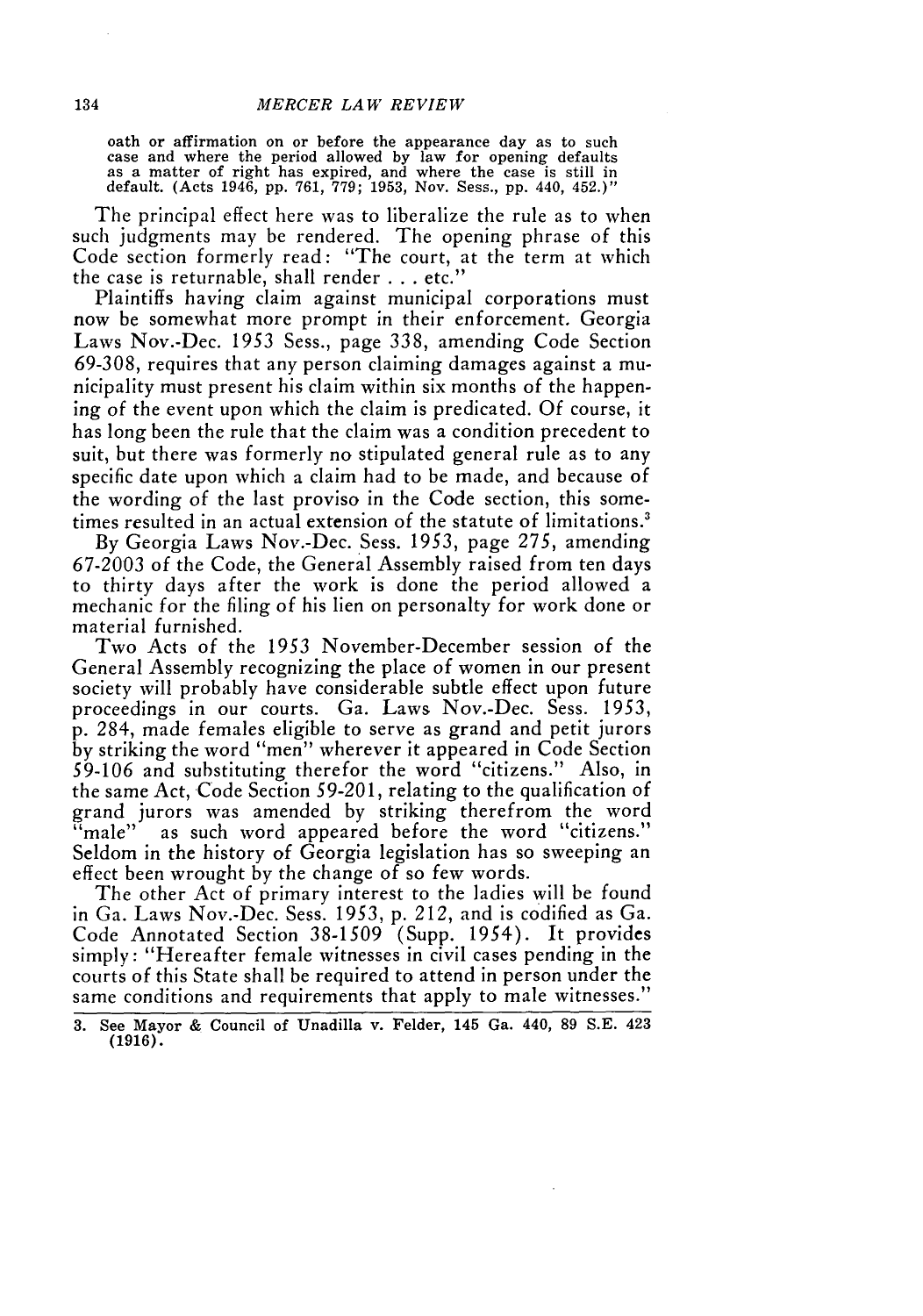oath or affirmation on or before the appearance day as to such case and where the period allowed by law for opening defaults as a matter of right has expired, and where the case is still in default. (Acts 1946, pp. 761, 779; 1953, Nov. Sess., pp. 440, 452.)"

The principal effect here was to liberalize the rule as to when such judgments may be rendered. The opening phrase of this Code section formerly read: "The court, at the term at which the case is returnable, shall render . . . etc."

Plaintiffs having claim against municipal corporations must now be somewhat more prompt in their enforcement. Georgia Laws Nov.-Dec. 1953 Sess., page 338, amending Code Section 69-308, requires that any person claiming damages against a municipality must present his claim within six months of the happening of the event upon which the claim is predicated. Of course, it has long been the rule that the claim was a condition precedent to suit, but there was formerly no stipulated general rule as to any specific date upon which a claim had to be made, and because of the wording of the last proviso in the Code section, this sometimes resulted in an actual extension of the statute of limitations.[3]

By Georgia Laws Nov.-Dec. Sess. 1953, page 275, amending 67-2003 of the Code, the General Assembly raised from ten days to thirty days after the work is done the period allowed a mechanic for the filing of his lien on personalty for work done or material furnished.

Two Acts of the 1953 November-December session of the General Assembly recognizing the place of women in our present society will probably have considerable subtle effect upon future proceedings in our courts. Ga. Laws Nov.-Dec. Sess. 1953, p. 284, made females eligible to serve as grand and petit jurors by striking the word "men" wherever it appeared in Code Section 59-106 and substituting therefor the word "citizens." Also, in the same Act, Code Section 59-201, relating to the qualification of grand jurors was amended by striking therefrom the word "male" as such word appeared before the word "citizens." Seldom in the history of Georgia legislation has so sweeping an effect been wrought by the change of so few words.

The other Act of primary interest to the ladies will be found in Ga. Laws Nov.-Dec. Sess. 1953, p. 212, and is codified as Ga. Code Annotated Section 38-1509 (Supp. 1954). It provides simply: "Hereafter female witnesses in civil cases pending in the courts of this State shall be required to attend in person under the same conditions and requirements that apply to male witnesses."

3. See Mayor & Council of Unadilla v. Felder, 145 Ga. 440, 89 S.E. 423 (1916).